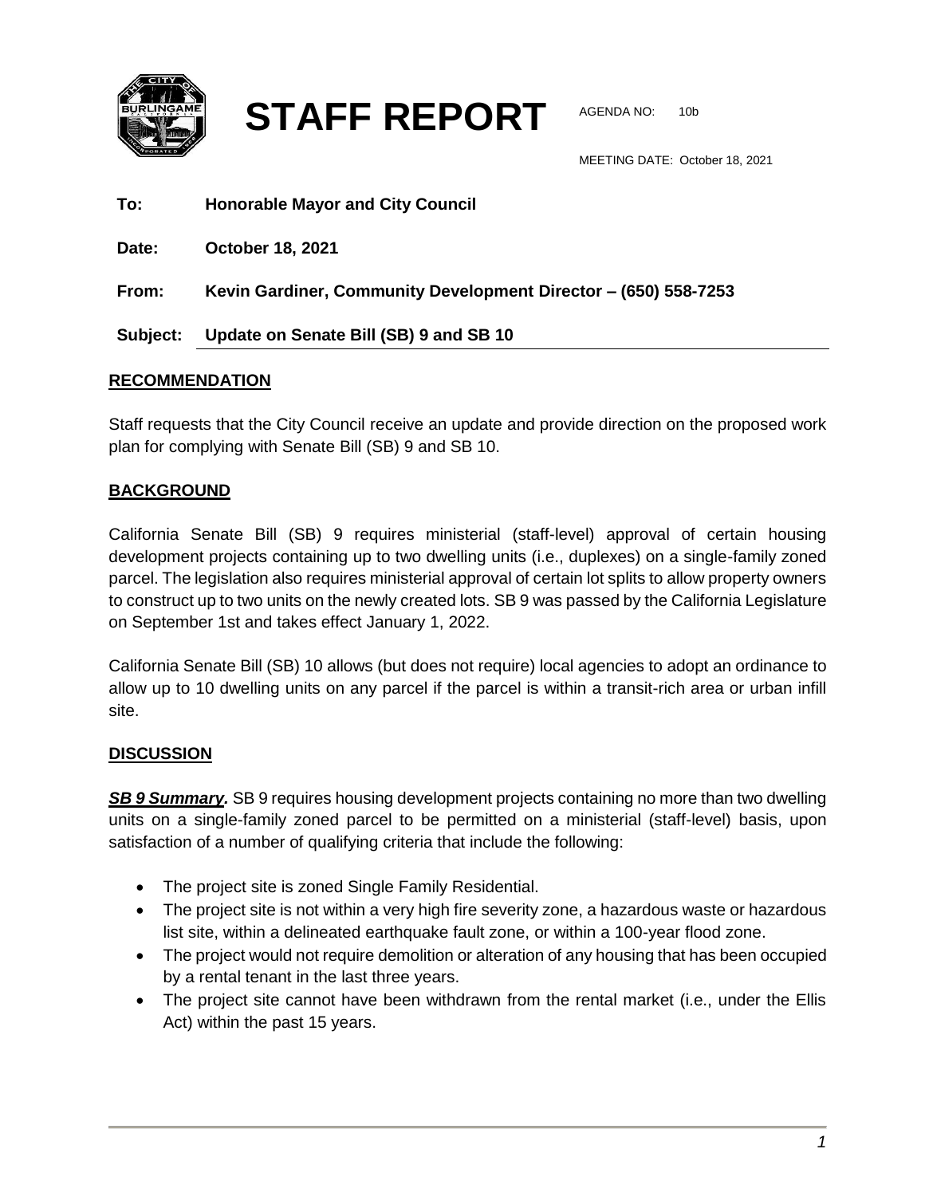# STAFF REPORT

AGENDA NO: 10b

MEETING DATE: October 18, 2021

**To:** **Honorable Mayor and City Council**

**Date:** **October 18, 2021**

**From:** **Kevin Gardiner, Community Development Director – (650) 558-7253**

**Subject:** **Update on Senate Bill (SB) 9 and SB 10**

## RECOMMENDATION

Staff requests that the City Council receive an update and provide direction on the proposed work plan for complying with Senate Bill (SB) 9 and SB 10.

## BACKGROUND

California Senate Bill (SB) 9 requires ministerial (staff-level) approval of certain housing development projects containing up to two dwelling units (i.e., duplexes) on a single-family zoned parcel. The legislation also requires ministerial approval of certain lot splits to allow property owners to construct up to two units on the newly created lots. SB 9 was passed by the California Legislature on September 1st and takes effect January 1, 2022.

California Senate Bill (SB) 10 allows (but does not require) local agencies to adopt an ordinance to allow up to 10 dwelling units on any parcel if the parcel is within a transit-rich area or urban infill site.

## DISCUSSION

***SB 9 Summary.*** SB 9 requires housing development projects containing no more than two dwelling units on a single-family zoned parcel to be permitted on a ministerial (staff-level) basis, upon satisfaction of a number of qualifying criteria that include the following:

- The project site is zoned Single Family Residential.
- The project site is not within a very high fire severity zone, a hazardous waste or hazardous list site, within a delineated earthquake fault zone, or within a 100-year flood zone.
- The project would not require demolition or alteration of any housing that has been occupied by a rental tenant in the last three years.
- The project site cannot have been withdrawn from the rental market (i.e., under the Ellis Act) within the past 15 years.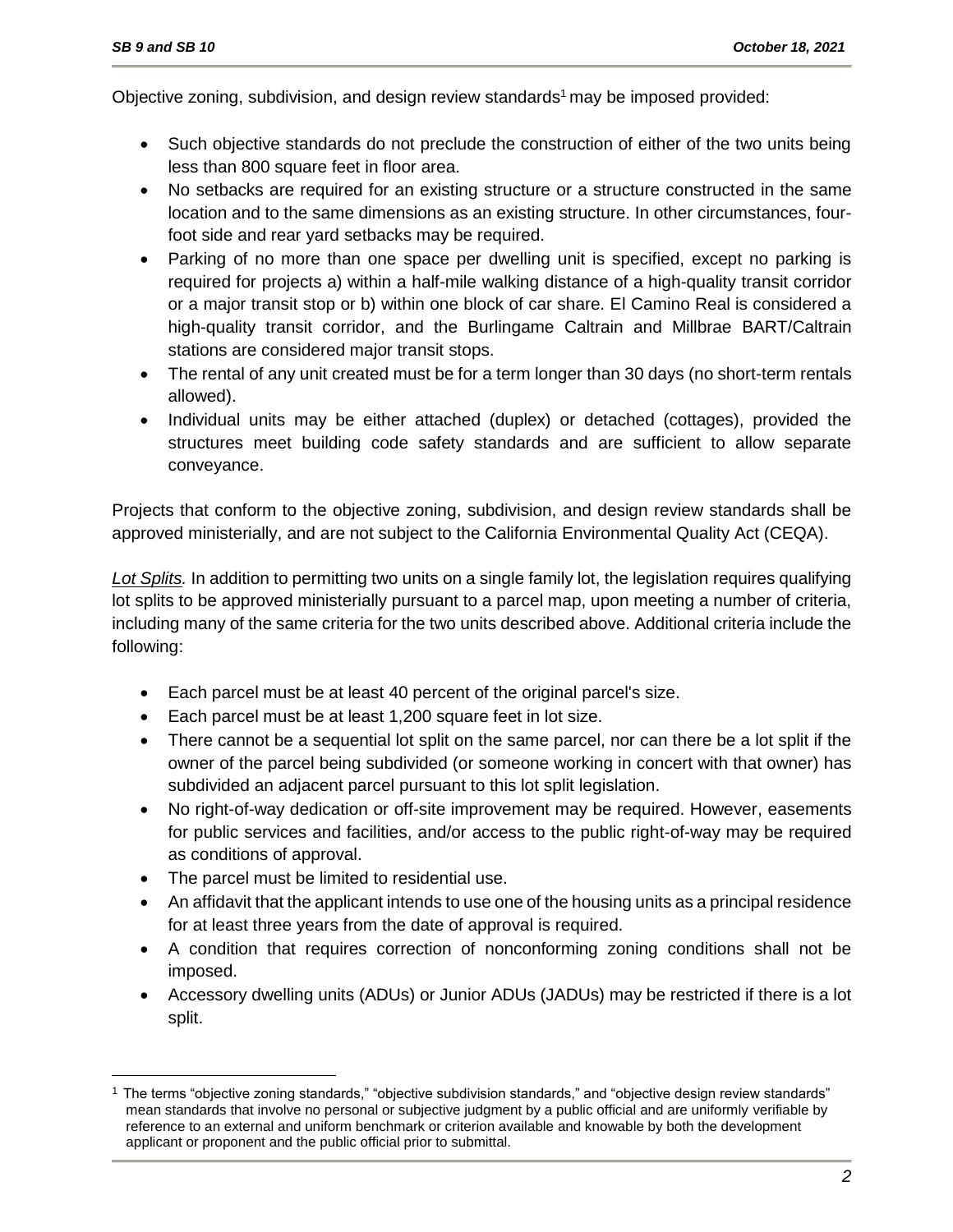Objective zoning, subdivision, and design review standards[1] may be imposed provided:

- Such objective standards do not preclude the construction of either of the two units being less than 800 square feet in floor area.
- No setbacks are required for an existing structure or a structure constructed in the same location and to the same dimensions as an existing structure. In other circumstances, four-foot side and rear yard setbacks may be required.
- Parking of no more than one space per dwelling unit is specified, except no parking is required for projects a) within a half-mile walking distance of a high-quality transit corridor or a major transit stop or b) within one block of car share. El Camino Real is considered a high-quality transit corridor, and the Burlingame Caltrain and Millbrae BART/Caltrain stations are considered major transit stops.
- The rental of any unit created must be for a term longer than 30 days (no short-term rentals allowed).
- Individual units may be either attached (duplex) or detached (cottages), provided the structures meet building code safety standards and are sufficient to allow separate conveyance.

Projects that conform to the objective zoning, subdivision, and design review standards shall be approved ministerially, and are not subject to the California Environmental Quality Act (CEQA).

*Lot Splits.* In addition to permitting two units on a single family lot, the legislation requires qualifying lot splits to be approved ministerially pursuant to a parcel map, upon meeting a number of criteria, including many of the same criteria for the two units described above. Additional criteria include the following:

- Each parcel must be at least 40 percent of the original parcel's size.
- Each parcel must be at least 1,200 square feet in lot size.
- There cannot be a sequential lot split on the same parcel, nor can there be a lot split if the owner of the parcel being subdivided (or someone working in concert with that owner) has subdivided an adjacent parcel pursuant to this lot split legislation.
- No right-of-way dedication or off-site improvement may be required. However, easements for public services and facilities, and/or access to the public right-of-way may be required as conditions of approval.
- The parcel must be limited to residential use.
- An affidavit that the applicant intends to use one of the housing units as a principal residence for at least three years from the date of approval is required.
- A condition that requires correction of nonconforming zoning conditions shall not be imposed.
- Accessory dwelling units (ADUs) or Junior ADUs (JADUs) may be restricted if there is a lot split.

[1] The terms "objective zoning standards," "objective subdivision standards," and "objective design review standards" mean standards that involve no personal or subjective judgment by a public official and are uniformly verifiable by reference to an external and uniform benchmark or criterion available and knowable by both the development applicant or proponent and the public official prior to submittal.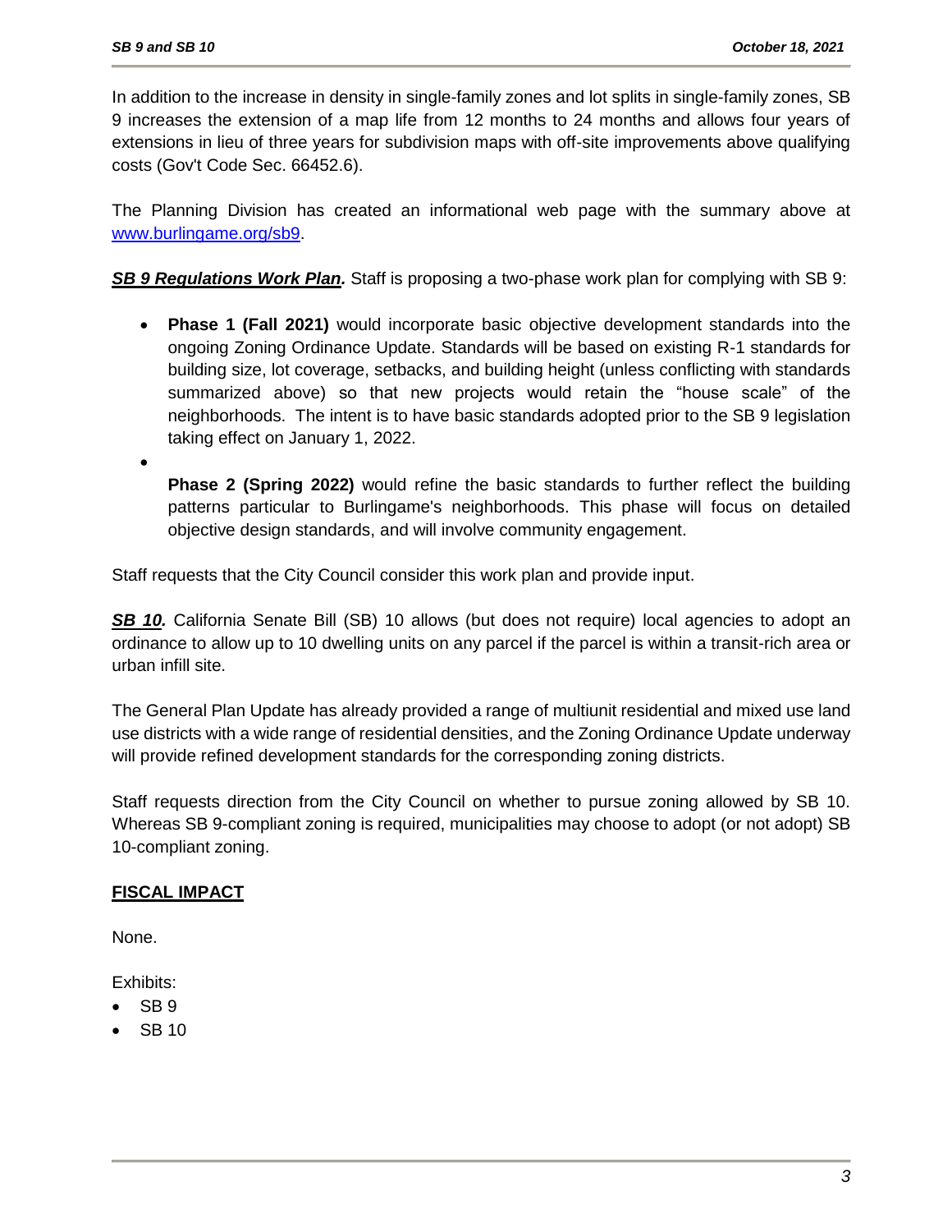In addition to the increase in density in single-family zones and lot splits in single-family zones, SB 9 increases the extension of a map life from 12 months to 24 months and allows four years of extensions in lieu of three years for subdivision maps with off-site improvements above qualifying costs (Gov't Code Sec. 66452.6).

The Planning Division has created an informational web page with the summary above at [www.burlingame.org/sb9](www.burlingame.org/sb9).

***SB 9 Regulations Work Plan.*** Staff is proposing a two-phase work plan for complying with SB 9:

- **Phase 1 (Fall 2021)** would incorporate basic objective development standards into the ongoing Zoning Ordinance Update. Standards will be based on existing R-1 standards for building size, lot coverage, setbacks, and building height (unless conflicting with standards summarized above) so that new projects would retain the "house scale" of the neighborhoods. The intent is to have basic standards adopted prior to the SB 9 legislation taking effect on January 1, 2022.
- **Phase 2 (Spring 2022)** would refine the basic standards to further reflect the building patterns particular to Burlingame's neighborhoods. This phase will focus on detailed objective design standards, and will involve community engagement.

Staff requests that the City Council consider this work plan and provide input.

***SB 10.*** California Senate Bill (SB) 10 allows (but does not require) local agencies to adopt an ordinance to allow up to 10 dwelling units on any parcel if the parcel is within a transit-rich area or urban infill site.

The General Plan Update has already provided a range of multiunit residential and mixed use land use districts with a wide range of residential densities, and the Zoning Ordinance Update underway will provide refined development standards for the corresponding zoning districts.

Staff requests direction from the City Council on whether to pursue zoning allowed by SB 10. Whereas SB 9-compliant zoning is required, municipalities may choose to adopt (or not adopt) SB 10-compliant zoning.

## FISCAL IMPACT

None.

Exhibits:

- SB 9
- SB 10